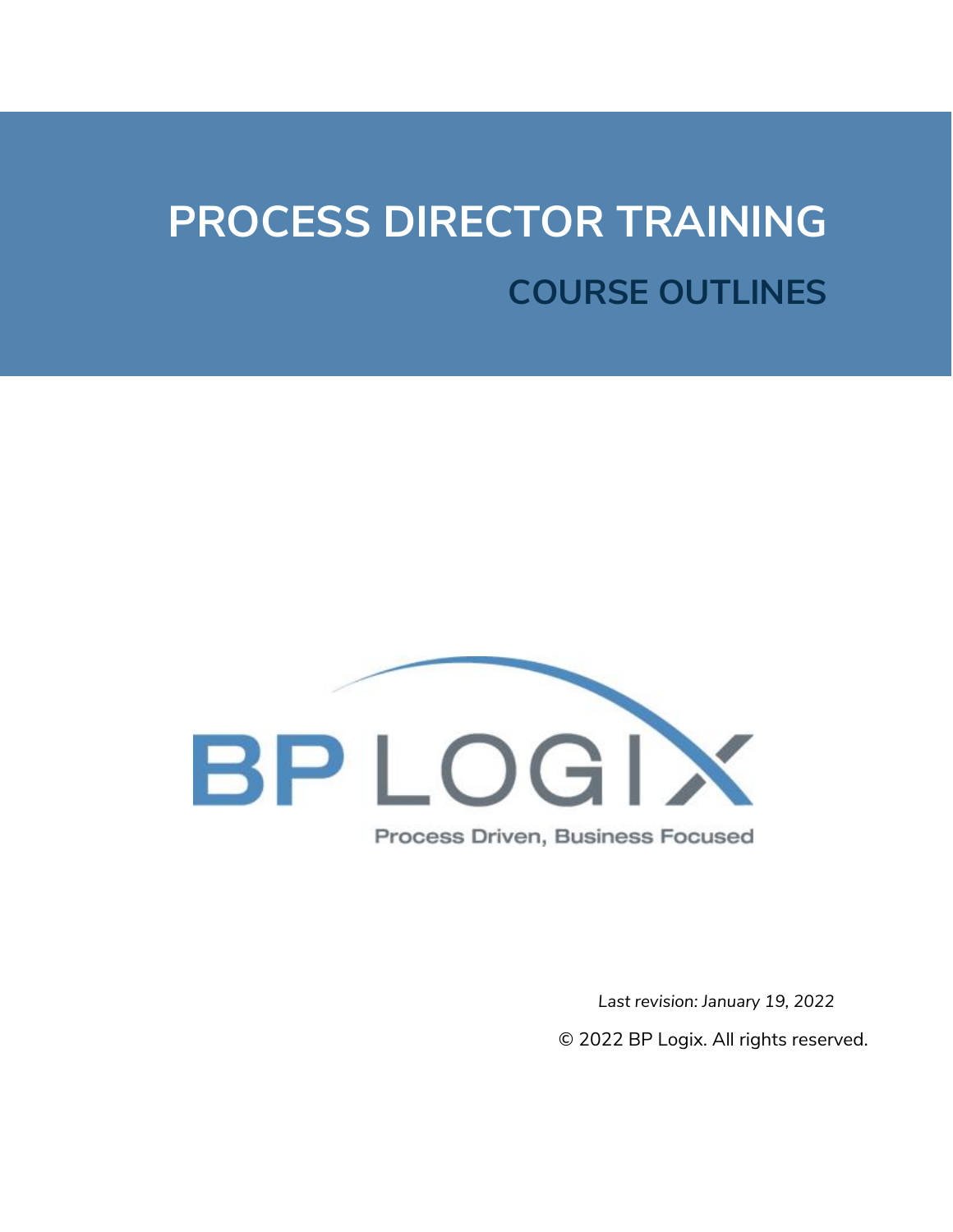# PROCESS DIRECTOR TRAINING

## COURSE OUTLINES

BP LOGIX

Process Driven, Business Focused

*Last revision: January 19, 2022*

© 2022 BP Logix. All rights reserved.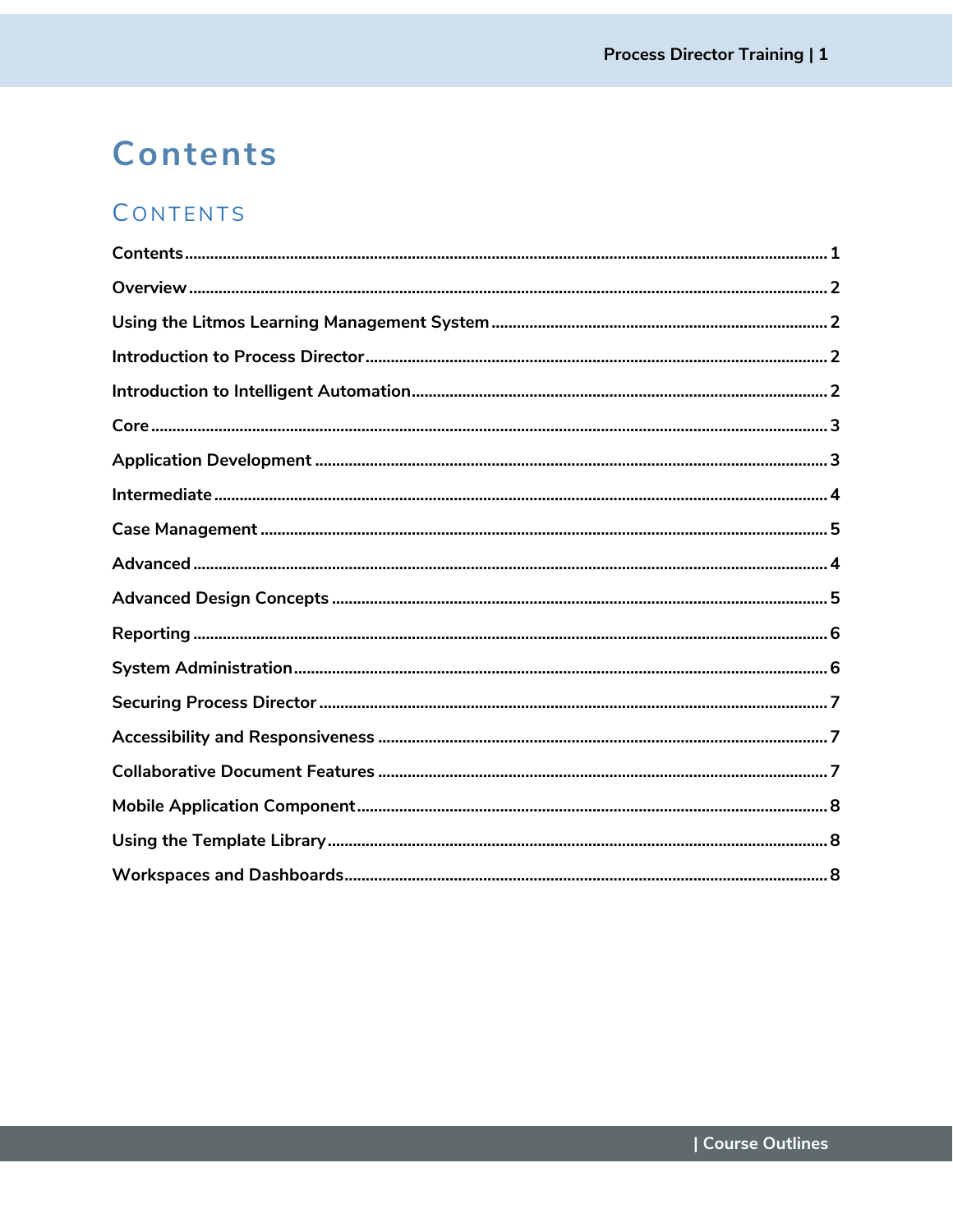# Contents

## CONTENTS

Contents ........................................................................................................ 1
Overview ......................................................................................................... 2
Using the Litmos Learning Management System ............................................... 2
Introduction to Process Director ........................................................................ 2
Introduction to Intelligent Automation ............................................................... 2
Core ............................................................................................................... 3
Application Development .................................................................................. 3
Intermediate .................................................................................................... 4
Case Management ............................................................................................ 5
Advanced ........................................................................................................ 4
Advanced Design Concepts .............................................................................. 5
Reporting ........................................................................................................ 6
System Administration ...................................................................................... 6
Securing Process Director ................................................................................. 7
Accessibility and Responsiveness ..................................................................... 7
Collaborative Document Features ..................................................................... 7
Mobile Application Component ......................................................................... 8
Using the Template Library ............................................................................... 8
Workspaces and Dashboards ............................................................................ 8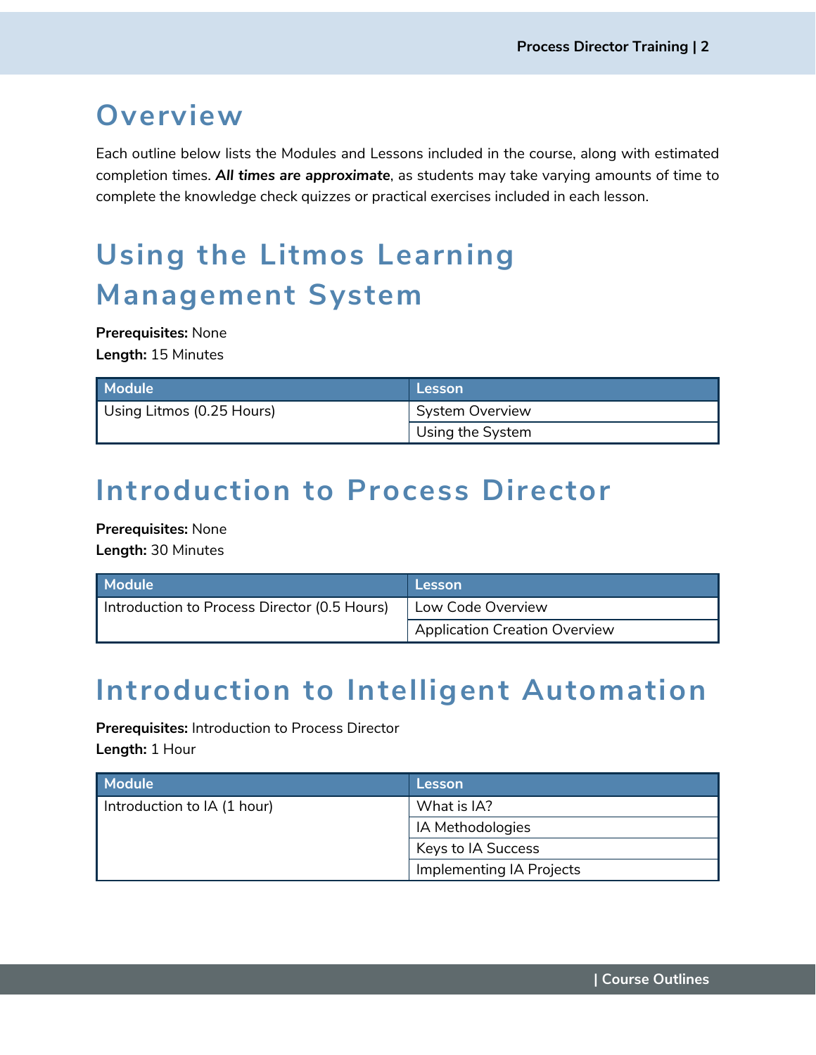# Overview

Each outline below lists the Modules and Lessons included in the course, along with estimated completion times. ***All times are approximate***, as students may take varying amounts of time to complete the knowledge check quizzes or practical exercises included in each lesson.

# Using the Litmos Learning Management System

**Prerequisites:** None
**Length:** 15 Minutes

| Module | Lesson |
|---|---|
| Using Litmos (0.25 Hours) | System Overview |
| | Using the System |

# Introduction to Process Director

**Prerequisites:** None
**Length:** 30 Minutes

| Module | Lesson |
|---|---|
| Introduction to Process Director (0.5 Hours) | Low Code Overview |
| | Application Creation Overview |

# Introduction to Intelligent Automation

**Prerequisites:** Introduction to Process Director
**Length:** 1 Hour

| Module | Lesson |
|---|---|
| Introduction to IA (1 hour) | What is IA? |
| | IA Methodologies |
| | Keys to IA Success |
| | Implementing IA Projects |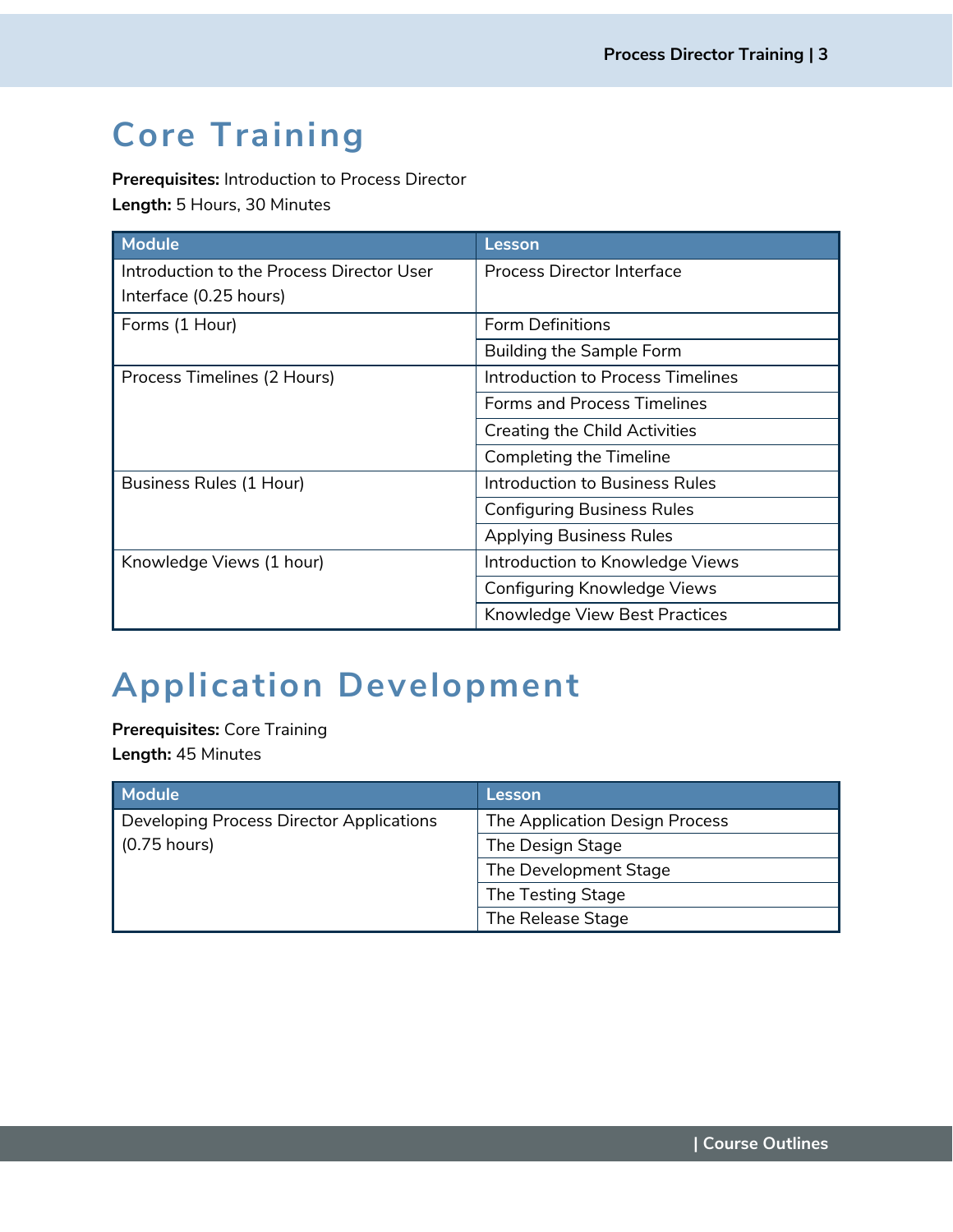# Core Training

**Prerequisites:** Introduction to Process Director
**Length:** 5 Hours, 30 Minutes

| Module | Lesson |
| --- | --- |
| Introduction to the Process Director User Interface (0.25 hours) | Process Director Interface |
| Forms (1 Hour) | Form Definitions |
| | Building the Sample Form |
| Process Timelines (2 Hours) | Introduction to Process Timelines |
| | Forms and Process Timelines |
| | Creating the Child Activities |
| | Completing the Timeline |
| Business Rules (1 Hour) | Introduction to Business Rules |
| | Configuring Business Rules |
| | Applying Business Rules |
| Knowledge Views (1 hour) | Introduction to Knowledge Views |
| | Configuring Knowledge Views |
| | Knowledge View Best Practices |

# Application Development

**Prerequisites:** Core Training
**Length:** 45 Minutes

| Module | Lesson |
| --- | --- |
| Developing Process Director Applications (0.75 hours) | The Application Design Process |
| | The Design Stage |
| | The Development Stage |
| | The Testing Stage |
| | The Release Stage |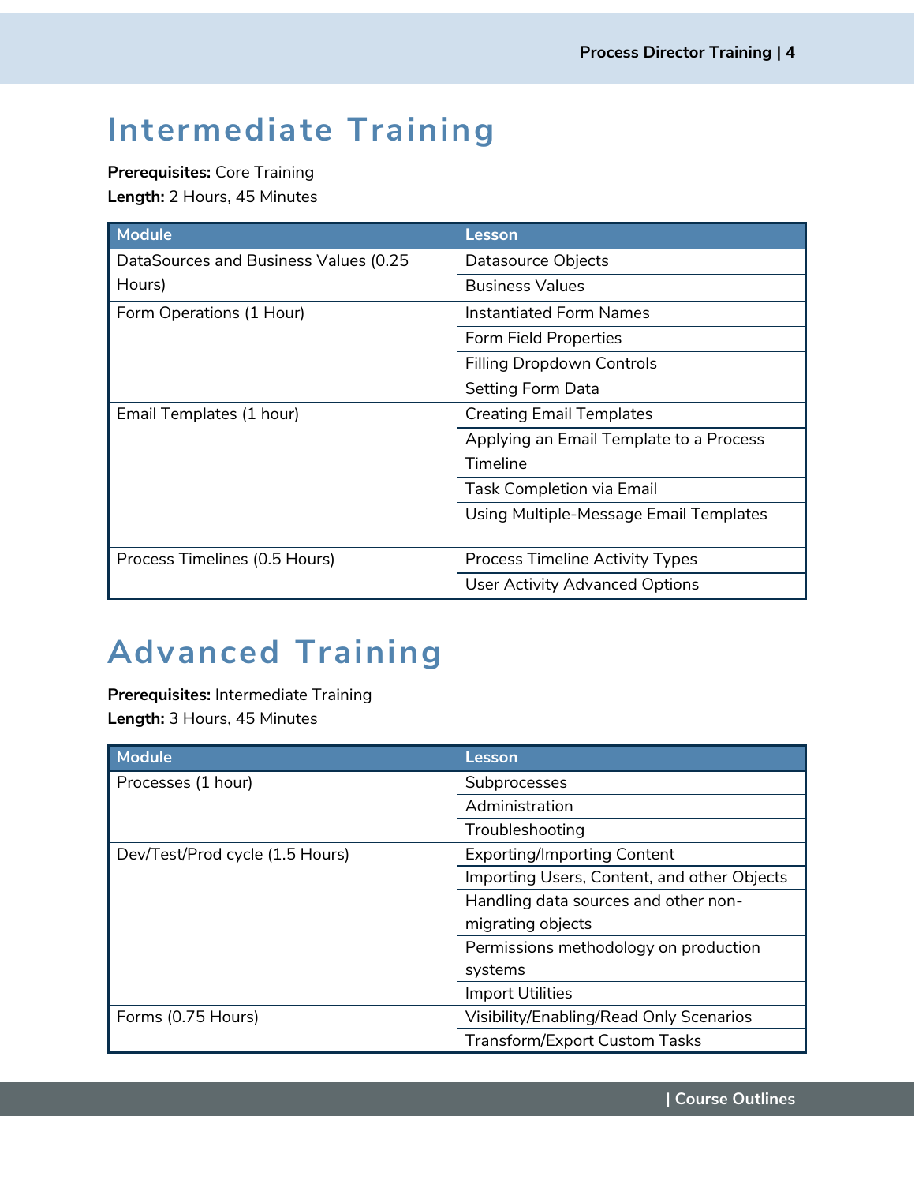# Intermediate Training

**Prerequisites:** Core Training
**Length:** 2 Hours, 45 Minutes

| Module | Lesson |
|---|---|
| DataSources and Business Values (0.25 Hours) | Datasource Objects |
| | Business Values |
| Form Operations (1 Hour) | Instantiated Form Names |
| | Form Field Properties |
| | Filling Dropdown Controls |
| | Setting Form Data |
| Email Templates (1 hour) | Creating Email Templates |
| | Applying an Email Template to a Process Timeline |
| | Task Completion via Email |
| | Using Multiple-Message Email Templates |
| Process Timelines (0.5 Hours) | Process Timeline Activity Types |
| | User Activity Advanced Options |

# Advanced Training

**Prerequisites:** Intermediate Training
**Length:** 3 Hours, 45 Minutes

| Module | Lesson |
|---|---|
| Processes (1 hour) | Subprocesses |
| | Administration |
| | Troubleshooting |
| Dev/Test/Prod cycle (1.5 Hours) | Exporting/Importing Content |
| | Importing Users, Content, and other Objects |
| | Handling data sources and other non-migrating objects |
| | Permissions methodology on production systems |
| | Import Utilities |
| Forms (0.75 Hours) | Visibility/Enabling/Read Only Scenarios |
| | Transform/Export Custom Tasks |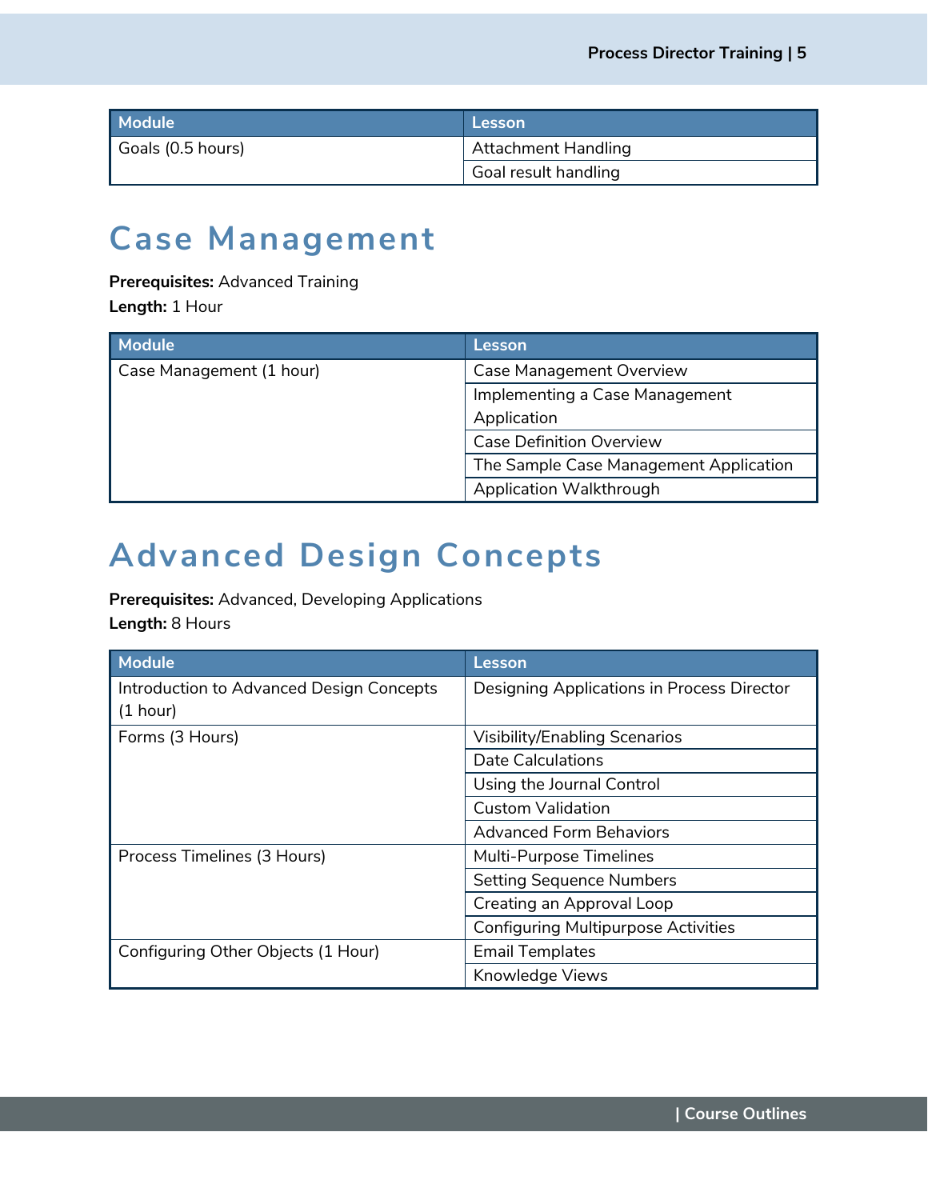| Module | Lesson |
| --- | --- |
| Goals (0.5 hours) | Attachment Handling |
| | Goal result handling |

# Case Management

**Prerequisites:** Advanced Training
**Length:** 1 Hour

| Module | Lesson |
| --- | --- |
| Case Management (1 hour) | Case Management Overview |
| | Implementing a Case Management Application |
| | Case Definition Overview |
| | The Sample Case Management Application |
| | Application Walkthrough |

# Advanced Design Concepts

**Prerequisites:** Advanced, Developing Applications
**Length:** 8 Hours

| Module | Lesson |
| --- | --- |
| Introduction to Advanced Design Concepts (1 hour) | Designing Applications in Process Director |
| Forms (3 Hours) | Visibility/Enabling Scenarios |
| | Date Calculations |
| | Using the Journal Control |
| | Custom Validation |
| | Advanced Form Behaviors |
| Process Timelines (3 Hours) | Multi-Purpose Timelines |
| | Setting Sequence Numbers |
| | Creating an Approval Loop |
| | Configuring Multipurpose Activities |
| Configuring Other Objects (1 Hour) | Email Templates |
| | Knowledge Views |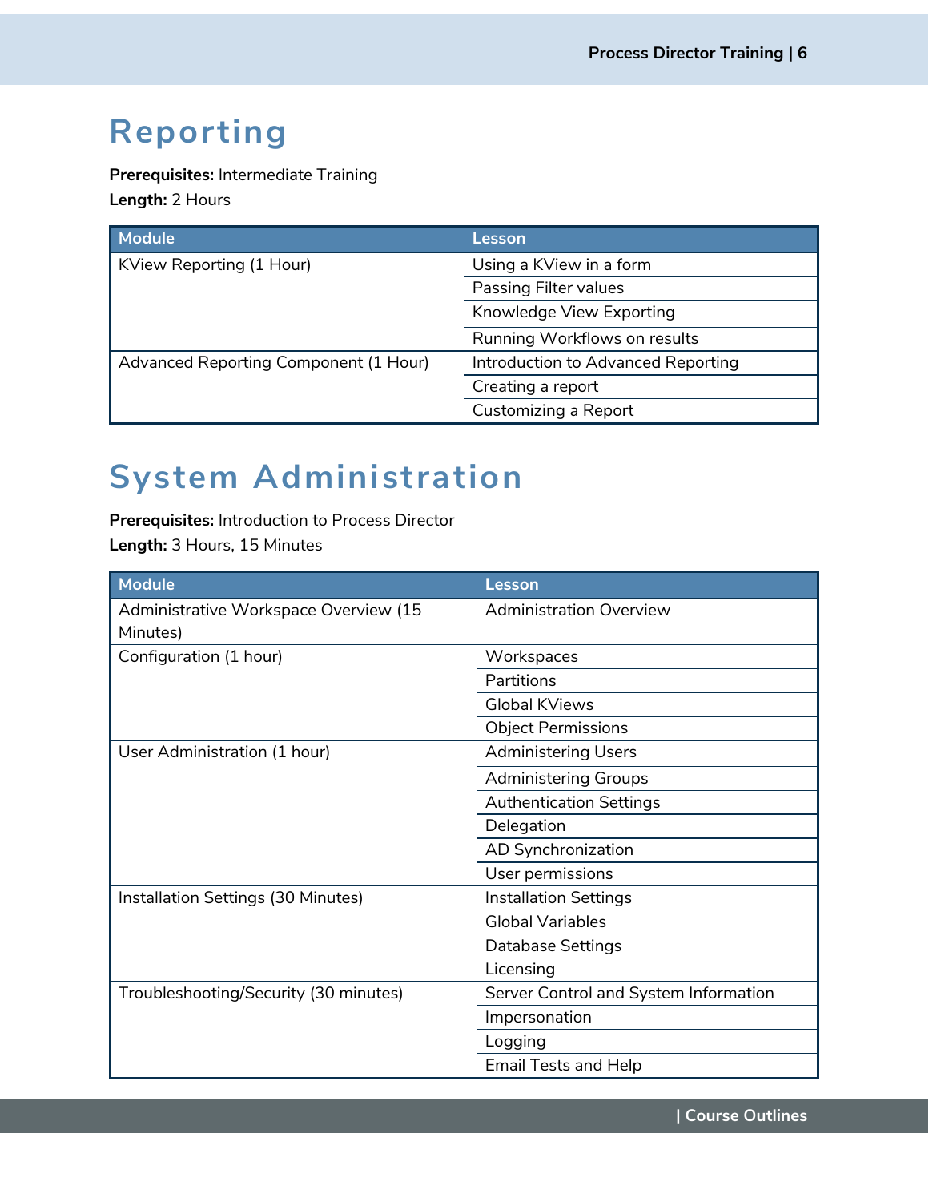# Reporting

**Prerequisites:** Intermediate Training

**Length:** 2 Hours

| Module | Lesson |
| --- | --- |
| KView Reporting (1 Hour) | Using a KView in a form |
| | Passing Filter values |
| | Knowledge View Exporting |
| | Running Workflows on results |
| Advanced Reporting Component (1 Hour) | Introduction to Advanced Reporting |
| | Creating a report |
| | Customizing a Report |

# System Administration

**Prerequisites:** Introduction to Process Director

**Length:** 3 Hours, 15 Minutes

| Module | Lesson |
| --- | --- |
| Administrative Workspace Overview (15 Minutes) | Administration Overview |
| Configuration (1 hour) | Workspaces |
| | Partitions |
| | Global KViews |
| | Object Permissions |
| User Administration (1 hour) | Administering Users |
| | Administering Groups |
| | Authentication Settings |
| | Delegation |
| | AD Synchronization |
| | User permissions |
| Installation Settings (30 Minutes) | Installation Settings |
| | Global Variables |
| | Database Settings |
| | Licensing |
| Troubleshooting/Security (30 minutes) | Server Control and System Information |
| | Impersonation |
| | Logging |
| | Email Tests and Help |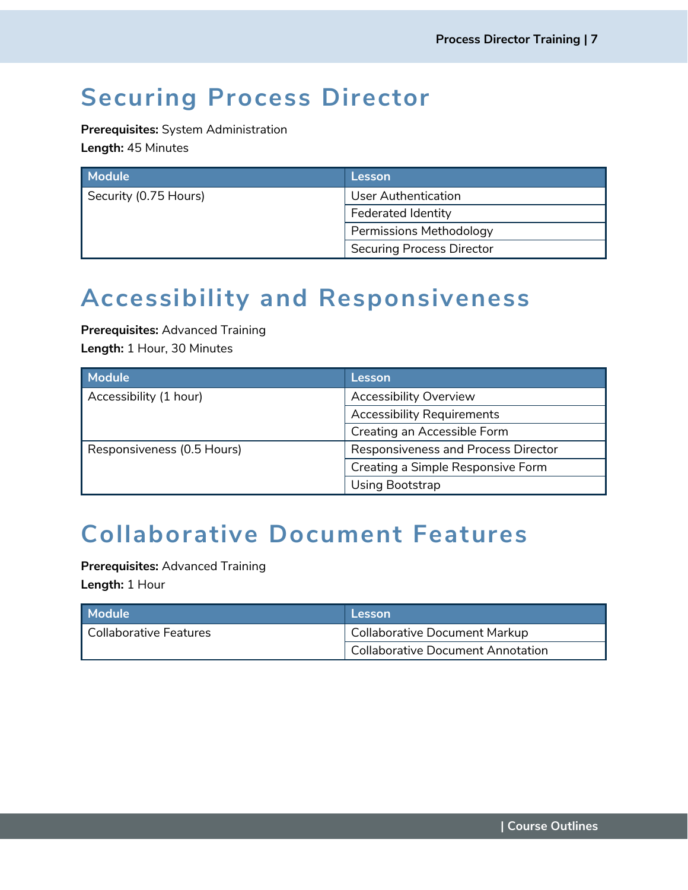# Securing Process Director

**Prerequisites:** System Administration

**Length:** 45 Minutes

| Module | Lesson |
|---|---|
| Security (0.75 Hours) | User Authentication |
| | Federated Identity |
| | Permissions Methodology |
| | Securing Process Director |

# Accessibility and Responsiveness

**Prerequisites:** Advanced Training

**Length:** 1 Hour, 30 Minutes

| Module | Lesson |
|---|---|
| Accessibility (1 hour) | Accessibility Overview |
| | Accessibility Requirements |
| | Creating an Accessible Form |
| Responsiveness (0.5 Hours) | Responsiveness and Process Director |
| | Creating a Simple Responsive Form |
| | Using Bootstrap |

# Collaborative Document Features

**Prerequisites:** Advanced Training

**Length:** 1 Hour

| Module | Lesson |
|---|---|
| Collaborative Features | Collaborative Document Markup |
| | Collaborative Document Annotation |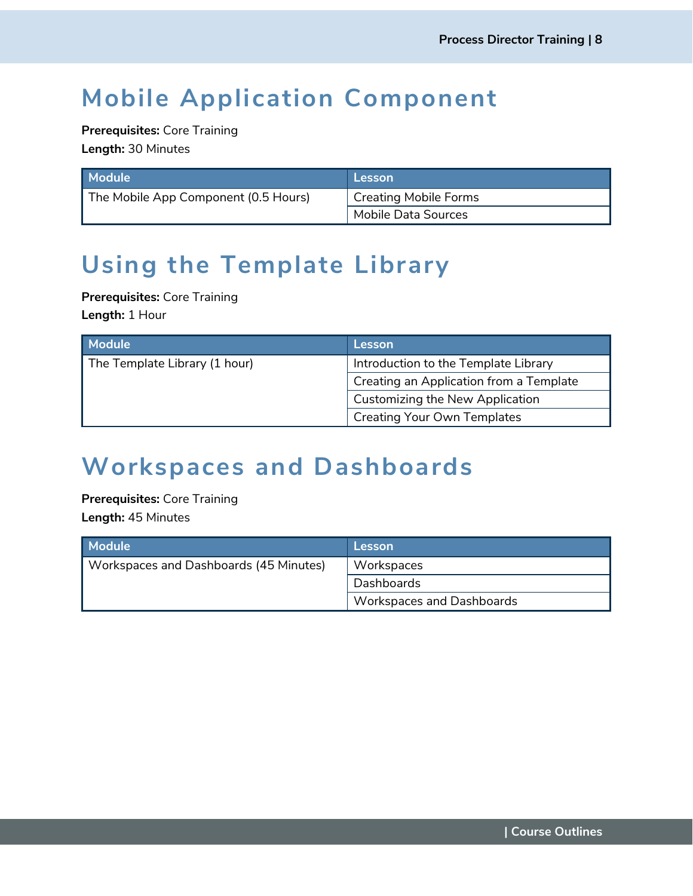# Mobile Application Component

**Prerequisites:** Core Training
**Length:** 30 Minutes

| Module | Lesson |
|---|---|
| The Mobile App Component (0.5 Hours) | Creating Mobile Forms |
| | Mobile Data Sources |

# Using the Template Library

**Prerequisites:** Core Training
**Length:** 1 Hour

| Module | Lesson |
|---|---|
| The Template Library (1 hour) | Introduction to the Template Library |
| | Creating an Application from a Template |
| | Customizing the New Application |
| | Creating Your Own Templates |

# Workspaces and Dashboards

**Prerequisites:** Core Training
**Length:** 45 Minutes

| Module | Lesson |
|---|---|
| Workspaces and Dashboards (45 Minutes) | Workspaces |
| | Dashboards |
| | Workspaces and Dashboards |